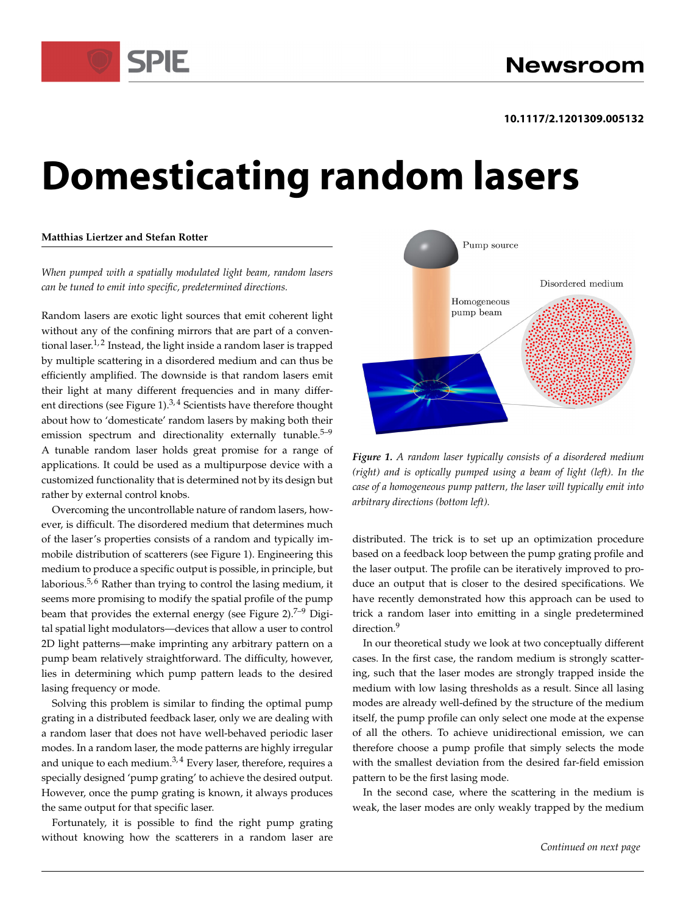10.1117/2.1201309.005132

# Domesticating random lasers

**Matthias Liertzer and Stefan Rotter**

*When pumped with a spatially modulated light beam, random lasers can be tuned to emit into specific, predetermined directions.*

Random lasers are exotic light sources that emit coherent light without any of the confining mirrors that are part of a conventional laser.[1,2] Instead, the light inside a random laser is trapped by multiple scattering in a disordered medium and can thus be efficiently amplified. The downside is that random lasers emit their light at many different frequencies and in many different directions (see Figure 1).[3,4] Scientists have therefore thought about how to 'domesticate' random lasers by making both their emission spectrum and directionality externally tunable.[5–9] A tunable random laser holds great promise for a range of applications. It could be used as a multipurpose device with a customized functionality that is determined not by its design but rather by external control knobs.

Overcoming the uncontrollable nature of random lasers, however, is difficult. The disordered medium that determines much of the laser's properties consists of a random and typically immobile distribution of scatterers (see Figure 1). Engineering this medium to produce a specific output is possible, in principle, but laborious.[5,6] Rather than trying to control the lasing medium, it seems more promising to modify the spatial profile of the pump beam that provides the external energy (see Figure 2).[7–9] Digital spatial light modulators—devices that allow a user to control 2D light patterns—make imprinting any arbitrary pattern on a pump beam relatively straightforward. The difficulty, however, lies in determining which pump pattern leads to the desired lasing frequency or mode.

Solving this problem is similar to finding the optimal pump grating in a distributed feedback laser, only we are dealing with a random laser that does not have well-behaved periodic laser modes. In a random laser, the mode patterns are highly irregular and unique to each medium.[3,4] Every laser, therefore, requires a specially designed 'pump grating' to achieve the desired output. However, once the pump grating is known, it always produces the same output for that specific laser.

Fortunately, it is possible to find the right pump grating without knowing how the scatterers in a random laser are distributed. The trick is to set up an optimization procedure based on a feedback loop between the pump grating profile and the laser output. The profile can be iteratively improved to produce an output that is closer to the desired specifications. We have recently demonstrated how this approach can be used to trick a random laser into emitting in a single predetermined direction.[9]

**Figure 1.** *A random laser typically consists of a disordered medium (right) and is optically pumped using a beam of light (left). In the case of a homogeneous pump pattern, the laser will typically emit into arbitrary directions (bottom left).*

In our theoretical study we look at two conceptually different cases. In the first case, the random medium is strongly scattering, such that the laser modes are strongly trapped inside the medium with low lasing thresholds as a result. Since all lasing modes are already well-defined by the structure of the medium itself, the pump profile can only select one mode at the expense of all the others. To achieve unidirectional emission, we can therefore choose a pump profile that simply selects the mode with the smallest deviation from the desired far-field emission pattern to be the first lasing mode.

In the second case, where the scattering in the medium is weak, the laser modes are only weakly trapped by the medium

*Continued on next page*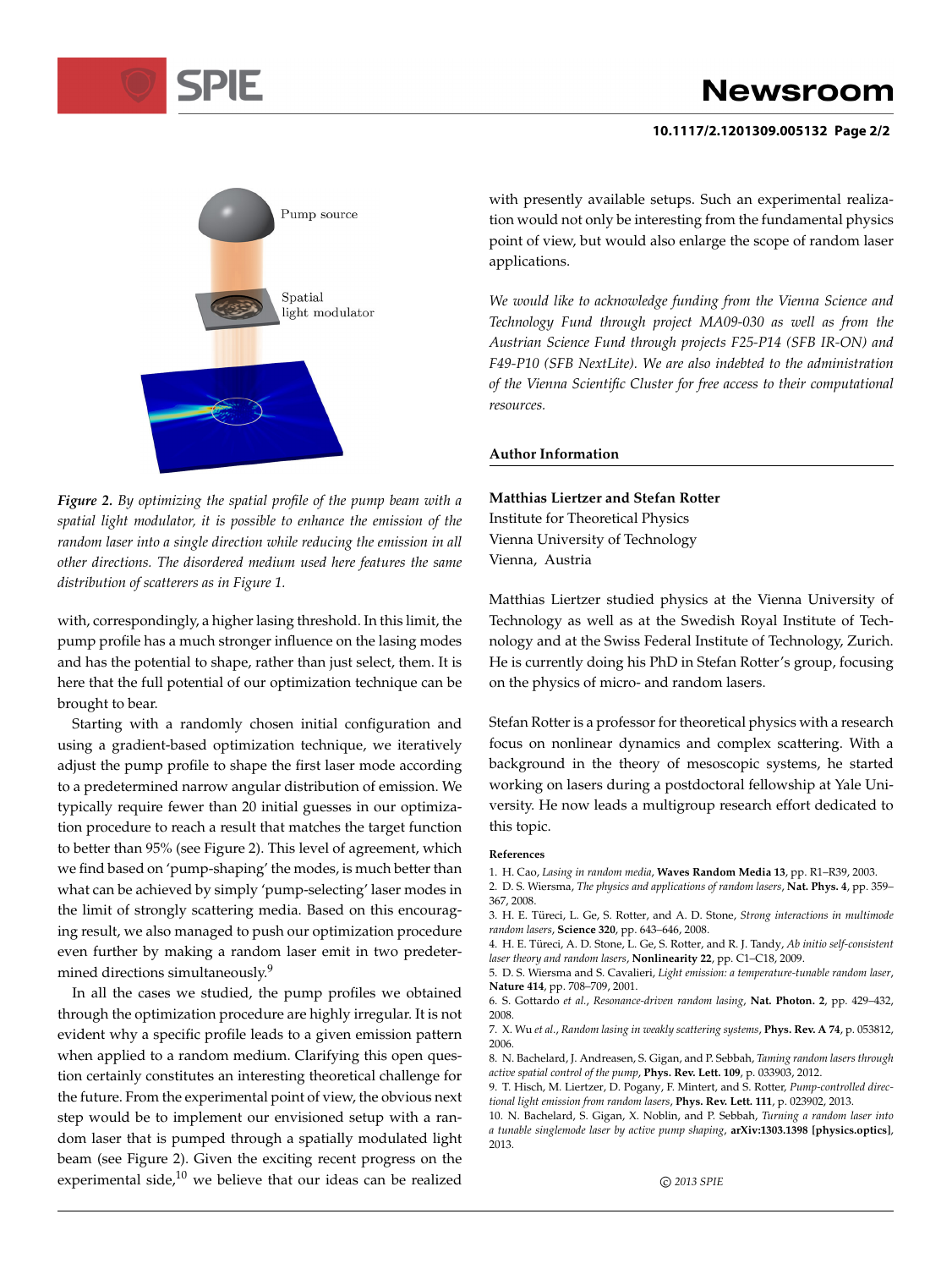Pump source

Spatial light modulator

*Figure 2. By optimizing the spatial profile of the pump beam with a spatial light modulator, it is possible to enhance the emission of the random laser into a single direction while reducing the emission in all other directions. The disordered medium used here features the same distribution of scatterers as in Figure 1.*

with, correspondingly, a higher lasing threshold. In this limit, the pump profile has a much stronger influence on the lasing modes and has the potential to shape, rather than just select, them. It is here that the full potential of our optimization technique can be brought to bear.

Starting with a randomly chosen initial configuration and using a gradient-based optimization technique, we iteratively adjust the pump profile to shape the first laser mode according to a predetermined narrow angular distribution of emission. We typically require fewer than 20 initial guesses in our optimization procedure to reach a result that matches the target function to better than 95% (see Figure 2). This level of agreement, which we find based on 'pump-shaping' the modes, is much better than what can be achieved by simply 'pump-selecting' laser modes in the limit of strongly scattering media. Based on this encouraging result, we also managed to push our optimization procedure even further by making a random laser emit in two predetermined directions simultaneously.[9]

In all the cases we studied, the pump profiles we obtained through the optimization procedure are highly irregular. It is not evident why a specific profile leads to a given emission pattern when applied to a random medium. Clarifying this open question certainly constitutes an interesting theoretical challenge for the future. From the experimental point of view, the obvious next step would be to implement our envisioned setup with a random laser that is pumped through a spatially modulated light beam (see Figure 2). Given the exciting recent progress on the experimental side,[10] we believe that our ideas can be realized with presently available setups. Such an experimental realization would not only be interesting from the fundamental physics point of view, but would also enlarge the scope of random laser applications.

*We would like to acknowledge funding from the Vienna Science and Technology Fund through project MA09-030 as well as from the Austrian Science Fund through projects F25-P14 (SFB IR-ON) and F49-P10 (SFB NextLite). We are also indebted to the administration of the Vienna Scientific Cluster for free access to their computational resources.*

## Author Information

**Matthias Liertzer and Stefan Rotter**
Institute for Theoretical Physics
Vienna University of Technology
Vienna, Austria

Matthias Liertzer studied physics at the Vienna University of Technology as well as at the Swedish Royal Institute of Technology and at the Swiss Federal Institute of Technology, Zurich. He is currently doing his PhD in Stefan Rotter's group, focusing on the physics of micro- and random lasers.

Stefan Rotter is a professor for theoretical physics with a research focus on nonlinear dynamics and complex scattering. With a background in the theory of mesoscopic systems, he started working on lasers during a postdoctoral fellowship at Yale University. He now leads a multigroup research effort dedicated to this topic.

### References

1. H. Cao, *Lasing in random media*, **Waves Random Media 13**, pp. R1–R39, 2003.
2. D. S. Wiersma, *The physics and applications of random lasers*, **Nat. Phys. 4**, pp. 359–367, 2008.
3. H. E. Türeci, L. Ge, S. Rotter, and A. D. Stone, *Strong interactions in multimode random lasers*, **Science 320**, pp. 643–646, 2008.
4. H. E. Türeci, A. D. Stone, L. Ge, S. Rotter, and R. J. Tandy, *Ab initio self-consistent laser theory and random lasers*, **Nonlinearity 22**, pp. C1–C18, 2009.
5. D. S. Wiersma and S. Cavalieri, *Light emission: a temperature-tunable random laser*, **Nature 414**, pp. 708–709, 2001.
6. S. Gottardo *et al.*, *Resonance-driven random lasing*, **Nat. Photon. 2**, pp. 429–432, 2008.
7. X. Wu *et al.*, *Random lasing in weakly scattering systems*, **Phys. Rev. A 74**, p. 053812, 2006.
8. N. Bachelard, J. Andreasen, S. Gigan, and P. Sebbah, *Taming random lasers through active spatial control of the pump*, **Phys. Rev. Lett. 109**, p. 033903, 2012.
9. T. Hisch, M. Liertzer, D. Pogany, F. Mintert, and S. Rotter, *Pump-controlled directional light emission from random lasers*, **Phys. Rev. Lett. 111**, p. 023902, 2013.
10. N. Bachelard, S. Gigan, X. Noblin, and P. Sebbah, *Turning a random laser into a tunable singlemode laser by active pump shaping*, **arXiv:1303.1398 [physics.optics]**, 2013.

© 2013 SPIE